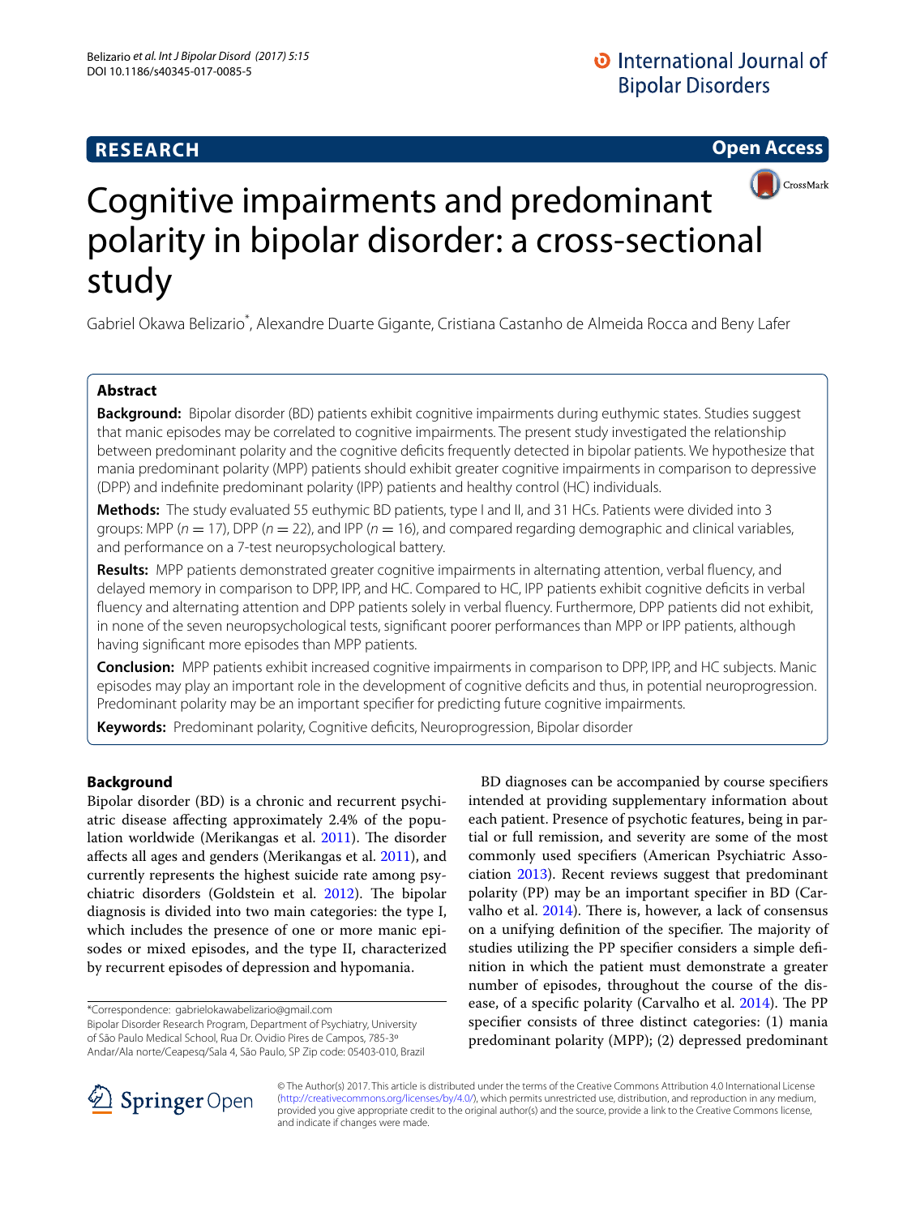# Cognitive impairments and predominant polarity in bipolar disorder: a cross-sectional study

Gabriel Okawa Belizario*, Alexandre Duarte Gigante, Cristiana Castanho de Almeida Rocca and Beny Lafer

## Abstract

**Background:** Bipolar disorder (BD) patients exhibit cognitive impairments during euthymic states. Studies suggest that manic episodes may be correlated to cognitive impairments. The present study investigated the relationship between predominant polarity and the cognitive deficits frequently detected in bipolar patients. We hypothesize that mania predominant polarity (MPP) patients should exhibit greater cognitive impairments in comparison to depressive (DPP) and indefinite predominant polarity (IPP) patients and healthy control (HC) individuals.

**Methods:** The study evaluated 55 euthymic BD patients, type I and II, and 31 HCs. Patients were divided into 3 groups: MPP ($n = 17$), DPP ($n = 22$), and IPP ($n = 16$), and compared regarding demographic and clinical variables, and performance on a 7-test neuropsychological battery.

**Results:** MPP patients demonstrated greater cognitive impairments in alternating attention, verbal fluency, and delayed memory in comparison to DPP, IPP, and HC. Compared to HC, IPP patients exhibit cognitive deficits in verbal fluency and alternating attention and DPP patients solely in verbal fluency. Furthermore, DPP patients did not exhibit, in none of the seven neuropsychological tests, significant poorer performances than MPP or IPP patients, although having significant more episodes than MPP patients.

**Conclusion:** MPP patients exhibit increased cognitive impairments in comparison to DPP, IPP, and HC subjects. Manic episodes may play an important role in the development of cognitive deficits and thus, in potential neuroprogression. Predominant polarity may be an important specifier for predicting future cognitive impairments.

**Keywords:** Predominant polarity, Cognitive deficits, Neuroprogression, Bipolar disorder

## Background

Bipolar disorder (BD) is a chronic and recurrent psychiatric disease affecting approximately 2.4% of the population worldwide (Merikangas et al. 2011). The disorder affects all ages and genders (Merikangas et al. 2011), and currently represents the highest suicide rate among psychiatric disorders (Goldstein et al. 2012). The bipolar diagnosis is divided into two main categories: the type I, which includes the presence of one or more manic episodes or mixed episodes, and the type II, characterized by recurrent episodes of depression and hypomania.

BD diagnoses can be accompanied by course specifiers intended at providing supplementary information about each patient. Presence of psychotic features, being in partial or full remission, and severity are some of the most commonly used specifiers (American Psychiatric Association 2013). Recent reviews suggest that predominant polarity (PP) may be an important specifier in BD (Carvalho et al. 2014). There is, however, a lack of consensus on a unifying definition of the specifier. The majority of studies utilizing the PP specifier considers a simple definition in which the patient must demonstrate a greater number of episodes, throughout the course of the disease, of a specific polarity (Carvalho et al. 2014). The PP specifier consists of three distinct categories: (1) mania predominant polarity (MPP); (2) depressed predominant

*Correspondence: gabrielokawabelizario@gmail.com
Bipolar Disorder Research Program, Department of Psychiatry, University of São Paulo Medical School, Rua Dr. Ovidio Pires de Campos, 785-3º Andar/Ala norte/Ceapesq/Sala 4, São Paulo, SP Zip code: 05403-010, Brazil

© The Author(s) 2017. This article is distributed under the terms of the Creative Commons Attribution 4.0 International License (http://creativecommons.org/licenses/by/4.0/), which permits unrestricted use, distribution, and reproduction in any medium, provided you give appropriate credit to the original author(s) and the source, provide a link to the Creative Commons license, and indicate if changes were made.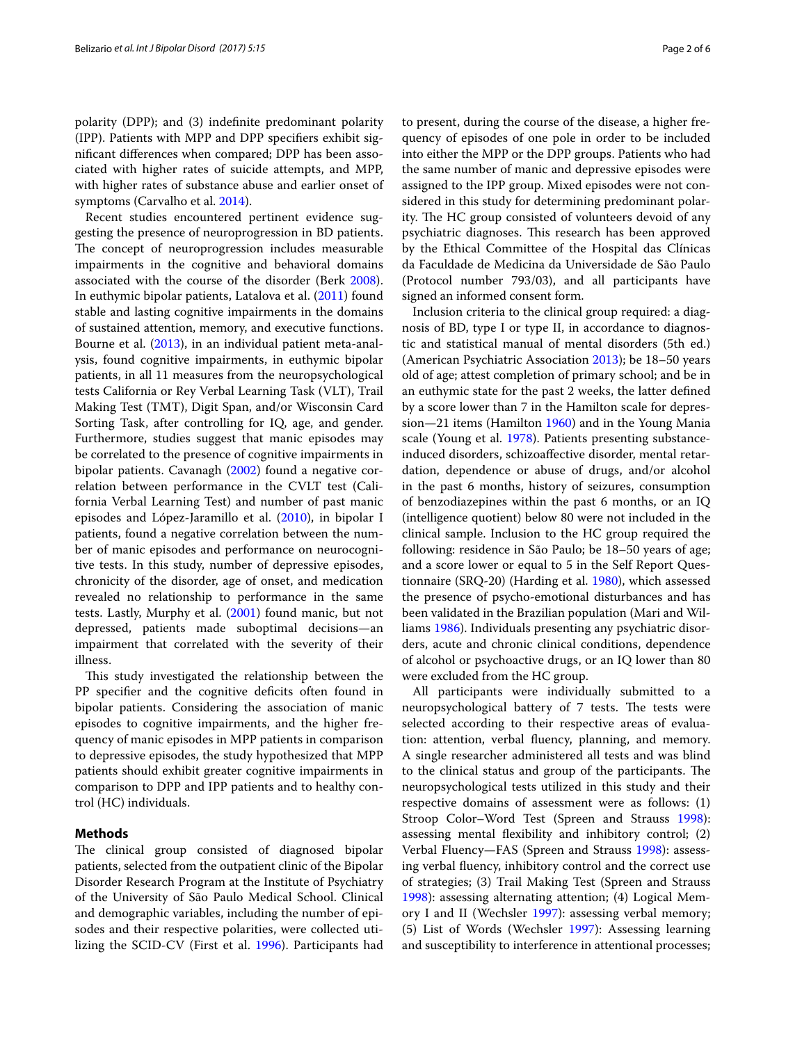polarity (DPP); and (3) indefinite predominant polarity (IPP). Patients with MPP and DPP specifiers exhibit significant differences when compared; DPP has been associated with higher rates of suicide attempts, and MPP, with higher rates of substance abuse and earlier onset of symptoms (Carvalho et al. 2014).

Recent studies encountered pertinent evidence suggesting the presence of neuroprogression in BD patients. The concept of neuroprogression includes measurable impairments in the cognitive and behavioral domains associated with the course of the disorder (Berk 2008). In euthymic bipolar patients, Latalova et al. (2011) found stable and lasting cognitive impairments in the domains of sustained attention, memory, and executive functions. Bourne et al. (2013), in an individual patient meta-analysis, found cognitive impairments, in euthymic bipolar patients, in all 11 measures from the neuropsychological tests California or Rey Verbal Learning Task (VLT), Trail Making Test (TMT), Digit Span, and/or Wisconsin Card Sorting Task, after controlling for IQ, age, and gender. Furthermore, studies suggest that manic episodes may be correlated to the presence of cognitive impairments in bipolar patients. Cavanagh (2002) found a negative correlation between performance in the CVLT test (California Verbal Learning Test) and number of past manic episodes and López-Jaramillo et al. (2010), in bipolar I patients, found a negative correlation between the number of manic episodes and performance on neurocognitive tests. In this study, number of depressive episodes, chronicity of the disorder, age of onset, and medication revealed no relationship to performance in the same tests. Lastly, Murphy et al. (2001) found manic, but not depressed, patients made suboptimal decisions—an impairment that correlated with the severity of their illness.

This study investigated the relationship between the PP specifier and the cognitive deficits often found in bipolar patients. Considering the association of manic episodes to cognitive impairments, and the higher frequency of manic episodes in MPP patients in comparison to depressive episodes, the study hypothesized that MPP patients should exhibit greater cognitive impairments in comparison to DPP and IPP patients and to healthy control (HC) individuals.

## Methods

The clinical group consisted of diagnosed bipolar patients, selected from the outpatient clinic of the Bipolar Disorder Research Program at the Institute of Psychiatry of the University of São Paulo Medical School. Clinical and demographic variables, including the number of episodes and their respective polarities, were collected utilizing the SCID-CV (First et al. 1996). Participants had to present, during the course of the disease, a higher frequency of episodes of one pole in order to be included into either the MPP or the DPP groups. Patients who had the same number of manic and depressive episodes were assigned to the IPP group. Mixed episodes were not considered in this study for determining predominant polarity. The HC group consisted of volunteers devoid of any psychiatric diagnoses. This research has been approved by the Ethical Committee of the Hospital das Clínicas da Faculdade de Medicina da Universidade de São Paulo (Protocol number 793/03), and all participants have signed an informed consent form.

Inclusion criteria to the clinical group required: a diagnosis of BD, type I or type II, in accordance to diagnostic and statistical manual of mental disorders (5th ed.) (American Psychiatric Association 2013); be 18–50 years old of age; attest completion of primary school; and be in an euthymic state for the past 2 weeks, the latter defined by a score lower than 7 in the Hamilton scale for depression—21 items (Hamilton 1960) and in the Young Mania scale (Young et al. 1978). Patients presenting substance-induced disorders, schizoaffective disorder, mental retardation, dependence or abuse of drugs, and/or alcohol in the past 6 months, history of seizures, consumption of benzodiazepines within the past 6 months, or an IQ (intelligence quotient) below 80 were not included in the clinical sample. Inclusion to the HC group required the following: residence in São Paulo; be 18–50 years of age; and a score lower or equal to 5 in the Self Report Questionnaire (SRQ-20) (Harding et al. 1980), which assessed the presence of psycho-emotional disturbances and has been validated in the Brazilian population (Mari and Williams 1986). Individuals presenting any psychiatric disorders, acute and chronic clinical conditions, dependence of alcohol or psychoactive drugs, or an IQ lower than 80 were excluded from the HC group.

All participants were individually submitted to a neuropsychological battery of 7 tests. The tests were selected according to their respective areas of evaluation: attention, verbal fluency, planning, and memory. A single researcher administered all tests and was blind to the clinical status and group of the participants. The neuropsychological tests utilized in this study and their respective domains of assessment were as follows: (1) Stroop Color–Word Test (Spreen and Strauss 1998): assessing mental flexibility and inhibitory control; (2) Verbal Fluency—FAS (Spreen and Strauss 1998): assessing verbal fluency, inhibitory control and the correct use of strategies; (3) Trail Making Test (Spreen and Strauss 1998): assessing alternating attention; (4) Logical Memory I and II (Wechsler 1997): assessing verbal memory; (5) List of Words (Wechsler 1997): Assessing learning and susceptibility to interference in attentional processes;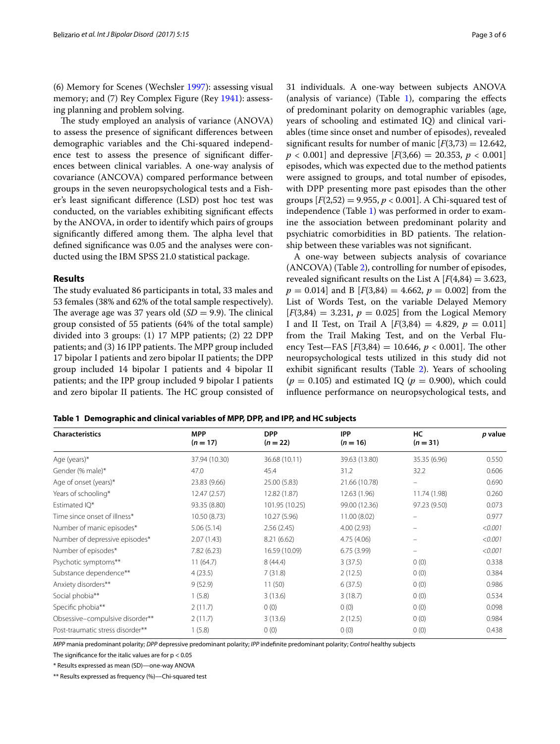(6) Memory for Scenes (Wechsler 1997): assessing visual memory; and (7) Rey Complex Figure (Rey 1941): assessing planning and problem solving.

The study employed an analysis of variance (ANOVA) to assess the presence of significant differences between demographic variables and the Chi-squared independence test to assess the presence of significant differences between clinical variables. A one-way analysis of covariance (ANCOVA) compared performance between groups in the seven neuropsychological tests and a Fisher's least significant difference (LSD) post hoc test was conducted, on the variables exhibiting significant effects by the ANOVA, in order to identify which pairs of groups significantly differed among them. The alpha level that defined significance was 0.05 and the analyses were conducted using the IBM SPSS 21.0 statistical package.

## Results

The study evaluated 86 participants in total, 33 males and 53 females (38% and 62% of the total sample respectively). The average age was 37 years old ($SD = 9.9$). The clinical group consisted of 55 patients (64% of the total sample) divided into 3 groups: (1) 17 MPP patients; (2) 22 DPP patients; and (3) 16 IPP patients. The MPP group included 17 bipolar I patients and zero bipolar II patients; the DPP group included 14 bipolar I patients and 4 bipolar II patients; and the IPP group included 9 bipolar I patients and zero bipolar II patients. The HC group consisted of 31 individuals. A one-way between subjects ANOVA (analysis of variance) (Table 1), comparing the effects of predominant polarity on demographic variables (age, years of schooling and estimated IQ) and clinical variables (time since onset and number of episodes), revealed significant results for number of manic [$F(3,73) = 12.642$, $p < 0.001$] and depressive [$F(3,66) = 20.353$, $p < 0.001$] episodes, which was expected due to the method patients were assigned to groups, and total number of episodes, with DPP presenting more past episodes than the other groups [$F(2,52) = 9.955$, $p < 0.001$]. A Chi-squared test of independence (Table 1) was performed in order to examine the association between predominant polarity and psychiatric comorbidities in BD patients. The relationship between these variables was not significant.

A one-way between subjects analysis of covariance (ANCOVA) (Table 2), controlling for number of episodes, revealed significant results on the List A [$F(4,84) = 3.623$, $p = 0.014$] and B [$F(3,84) = 4.662$, $p = 0.002$] from the List of Words Test, on the variable Delayed Memory [$F(3,84) = 3.231$, $p = 0.025$] from the Logical Memory I and II Test, on Trail A [$F(3,84) = 4.829$, $p = 0.011$] from the Trail Making Test, and on the Verbal Fluency Test—FAS [$F(3,84) = 10.646$, $p < 0.001$]. The other neuropsychological tests utilized in this study did not exhibit significant results (Table 2). Years of schooling ($p = 0.105$) and estimated IQ ($p = 0.900$), which could influence performance on neuropsychological tests, and

**Table 1 Demographic and clinical variables of MPP, DPP, and IPP, and HC subjects**

| Characteristics | MPP ($n = 17$) | DPP ($n = 22$) | IPP ($n = 16$) | HC ($n = 31$) | *p* value |
|---|---|---|---|---|---|
| Age (years)* | 37.94 (10.30) | 36.68 (10.11) | 39.63 (13.80) | 35.35 (6.96) | 0.550 |
| Gender (% male)* | 47.0 | 45.4 | 31.2 | 32.2 | 0.606 |
| Age of onset (years)* | 23.83 (9.66) | 25.00 (5.83) | 21.66 (10.78) | – | 0.690 |
| Years of schooling* | 12.47 (2.57) | 12.82 (1.87) | 12.63 (1.96) | 11.74 (1.98) | 0.260 |
| Estimated IQ* | 93.35 (8.80) | 101.95 (10.25) | 99.00 (12.36) | 97.23 (9.50) | 0.073 |
| Time since onset of illness* | 10.50 (8.73) | 10.27 (5.96) | 11.00 (8.02) | – | 0.977 |
| Number of manic episodes* | 5.06 (5.14) | 2.56 (2.45) | 4.00 (2.93) | – | *<0.001* |
| Number of depressive episodes* | 2.07 (1.43) | 8.21 (6.62) | 4.75 (4.06) | – | *<0.001* |
| Number of episodes* | 7.82 (6.23) | 16.59 (10.09) | 6.75 (3.99) | – | *<0.001* |
| Psychotic symptoms** | 11 (64.7) | 8 (44.4) | 3 (37.5) | 0 (0) | 0.338 |
| Substance dependence** | 4 (23.5) | 7 (31.8) | 2 (12.5) | 0 (0) | 0.384 |
| Anxiety disorders** | 9 (52.9) | 11 (50) | 6 (37.5) | 0 (0) | 0.986 |
| Social phobia** | 1 (5.8) | 3 (13.6) | 3 (18.7) | 0 (0) | 0.534 |
| Specific phobia** | 2 (11.7) | 0 (0) | 0 (0) | 0 (0) | 0.098 |
| Obsessive–compulsive disorder** | 2 (11.7) | 3 (13.6) | 2 (12.5) | 0 (0) | 0.984 |
| Post-traumatic stress disorder** | 1 (5.8) | 0 (0) | 0 (0) | 0 (0) | 0.438 |

*MPP* mania predominant polarity; *DPP* depressive predominant polarity; *IPP* indefinite predominant polarity; *Control* healthy subjects

The significance for the italic values are for $p < 0.05$

\* Results expressed as mean (SD)—one-way ANOVA

** Results expressed as frequency (%)—Chi-squared test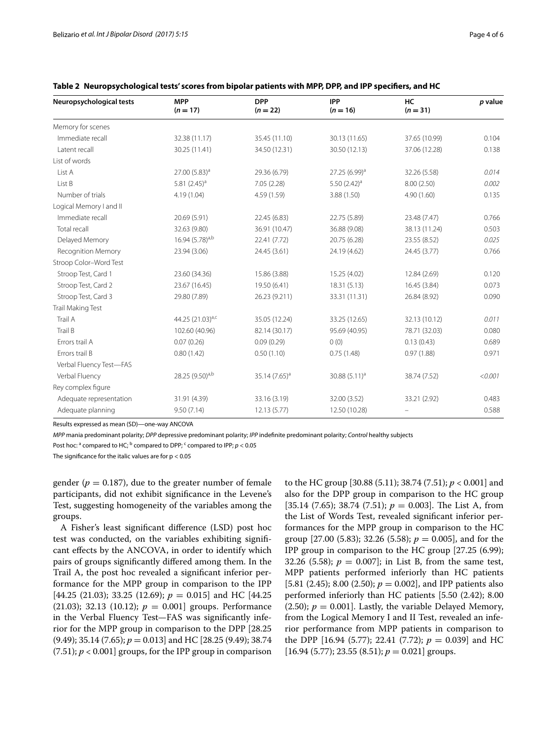**Table 2 Neuropsychological tests' scores from bipolar patients with MPP, DPP, and IPP specifiers, and HC**

| Neuropsychological tests | MPP ($n = 17$) | DPP ($n = 22$) | IPP ($n = 16$) | HC ($n = 31$) | *p* value |
|---|---|---|---|---|---|
| Memory for scenes | | | | | |
| Immediate recall | 32.38 (11.17) | 35.45 (11.10) | 30.13 (11.65) | 37.65 (10.99) | 0.104 |
| Latent recall | 30.25 (11.41) | 34.50 (12.31) | 30.50 (12.13) | 37.06 (12.28) | 0.138 |
| List of words | | | | | |
| List A | 27.00 (5.83)[a] | 29.36 (6.79) | 27.25 (6.99)[a] | 32.26 (5.58) | *0.014* |
| List B | 5.81 (2.45)[a] | 7.05 (2.28) | 5.50 (2.42)[a] | 8.00 (2.50) | *0.002* |
| Number of trials | 4.19 (1.04) | 4.59 (1.59) | 3.88 (1.50) | 4.90 (1.60) | 0.135 |
| Logical Memory I and II | | | | | |
| Immediate recall | 20.69 (5.91) | 22.45 (6.83) | 22.75 (5.89) | 23.48 (7.47) | 0.766 |
| Total recall | 32.63 (9.80) | 36.91 (10.47) | 36.88 (9.08) | 38.13 (11.24) | 0.503 |
| Delayed Memory | 16.94 (5.78)[a,b] | 22.41 (7.72) | 20.75 (6.28) | 23.55 (8.52) | *0.025* |
| Recognition Memory | 23.94 (3.06) | 24.45 (3.61) | 24.19 (4.62) | 24.45 (3.77) | 0.766 |
| Stroop Color–Word Test | | | | | |
| Stroop Test, Card 1 | 23.60 (34.36) | 15.86 (3.88) | 15.25 (4.02) | 12.84 (2.69) | 0.120 |
| Stroop Test, Card 2 | 23.67 (16.45) | 19.50 (6.41) | 18.31 (5.13) | 16.45 (3.84) | 0.073 |
| Stroop Test, Card 3 | 29.80 (7.89) | 26.23 (9.211) | 33.31 (11.31) | 26.84 (8.92) | 0.090 |
| Trail Making Test | | | | | |
| Trail A | 44.25 (21.03)[a,c] | 35.05 (12.24) | 33.25 (12.65) | 32.13 (10.12) | *0.011* |
| Trail B | 102.60 (40.96) | 82.14 (30.17) | 95.69 (40.95) | 78.71 (32.03) | 0.080 |
| Errors trail A | 0.07 (0.26) | 0.09 (0.29) | 0 (0) | 0.13 (0.43) | 0.689 |
| Errors trail B | 0.80 (1.42) | 0.50 (1.10) | 0.75 (1.48) | 0.97 (1.88) | 0.971 |
| Verbal Fluency Test—FAS | | | | | |
| Verbal Fluency | 28.25 (9.50)[a,b] | 35.14 (7.65)[a] | 30.88 (5.11)[a] | 38.74 (7.52) | *<0.001* |
| Rey complex figure | | | | | |
| Adequate representation | 31.91 (4.39) | 33.16 (3.19) | 32.00 (3.52) | 33.21 (2.92) | 0.483 |
| Adequate planning | 9.50 (7.14) | 12.13 (5.77) | 12.50 (10.28) | – | 0.588 |

Results expressed as mean (SD)—one-way ANCOVA

*MPP* mania predominant polarity; *DPP* depressive predominant polarity; *IPP* indefinite predominant polarity; *Control* healthy subjects

Post hoc: [a] compared to HC; [b] compared to DPP; [c] compared to IPP; $p < 0.05$

The significance for the italic values are for $p < 0.05$

gender ($p = 0.187$), due to the greater number of female participants, did not exhibit significance in the Levene's Test, suggesting homogeneity of the variables among the groups.

A Fisher's least significant difference (LSD) post hoc test was conducted, on the variables exhibiting significant effects by the ANCOVA, in order to identify which pairs of groups significantly differed among them. In the Trail A, the post hoc revealed a significant inferior performance for the MPP group in comparison to the IPP [44.25 (21.03); 33.25 (12.69); $p = 0.015$] and HC [44.25 (21.03); 32.13 (10.12); $p = 0.001$] groups. Performance in the Verbal Fluency Test—FAS was significantly inferior for the MPP group in comparison to the DPP [28.25 (9.49); 35.14 (7.65); $p = 0.013$] and HC [28.25 (9.49); 38.74 (7.51); $p < 0.001$] groups, for the IPP group in comparison to the HC group [30.88 (5.11); 38.74 (7.51); $p < 0.001$] and also for the DPP group in comparison to the HC group [35.14 (7.65); 38.74 (7.51); $p = 0.003$]. The List A, from the List of Words Test, revealed significant inferior performances for the MPP group in comparison to the HC group [27.00 (5.83); 32.26 (5.58); $p = 0.005$], and for the IPP group in comparison to the HC group [27.25 (6.99); 32.26 (5.58); $p = 0.007$]; in List B, from the same test, MPP patients performed inferiorly than HC patients [5.81 (2.45); 8.00 (2.50); $p = 0.002$], and IPP patients also performed inferiorly than HC patients [5.50 (2.42); 8.00 (2.50); $p = 0.001$]. Lastly, the variable Delayed Memory, from the Logical Memory I and II Test, revealed an inferior performance from MPP patients in comparison to the DPP [16.94 (5.77); 22.41 (7.72); $p = 0.039$] and HC [16.94 (5.77); 23.55 (8.51); $p = 0.021$] groups.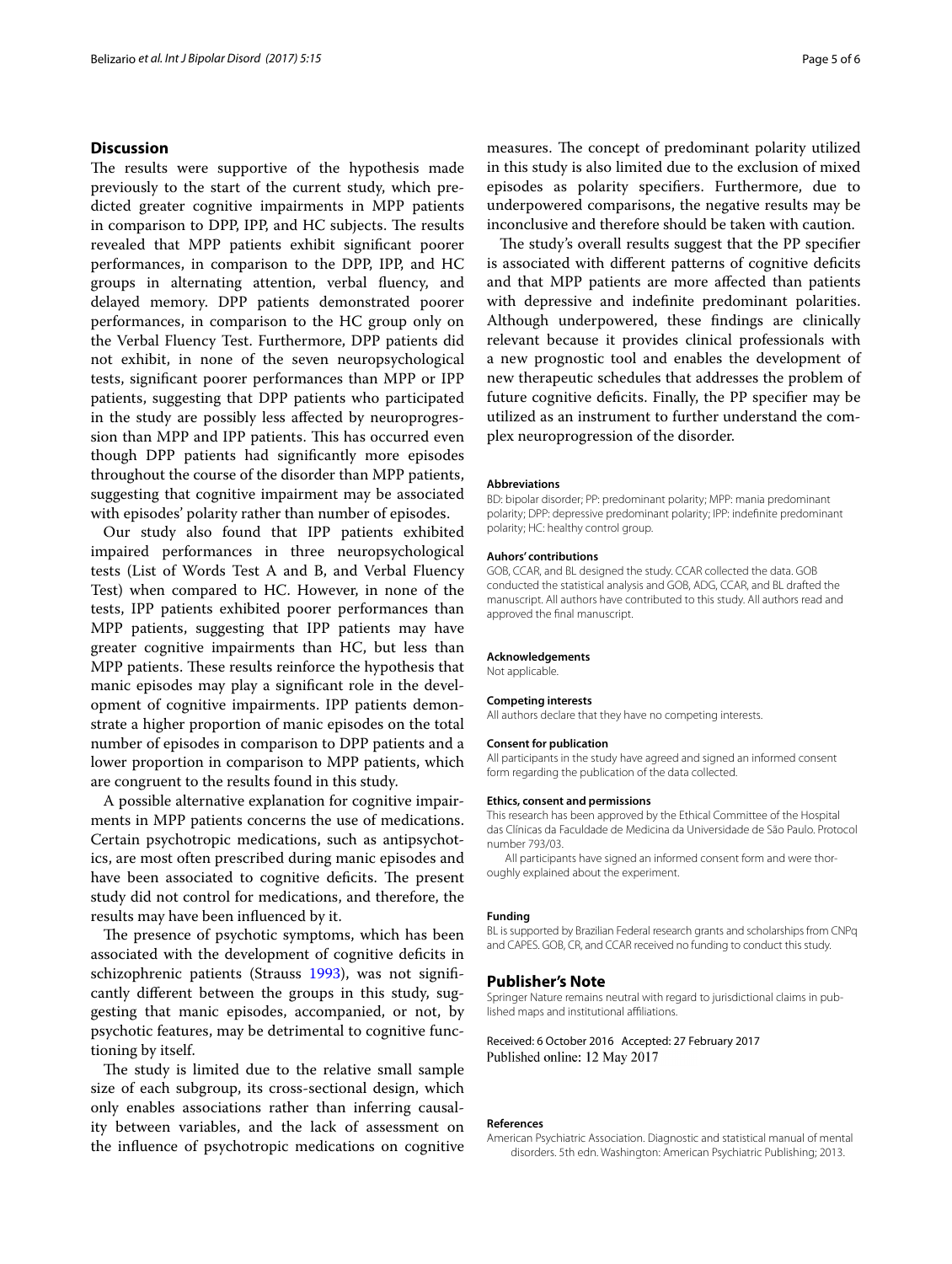## Discussion

The results were supportive of the hypothesis made previously to the start of the current study, which predicted greater cognitive impairments in MPP patients in comparison to DPP, IPP, and HC subjects. The results revealed that MPP patients exhibit significant poorer performances, in comparison to the DPP, IPP, and HC groups in alternating attention, verbal fluency, and delayed memory. DPP patients demonstrated poorer performances, in comparison to the HC group only on the Verbal Fluency Test. Furthermore, DPP patients did not exhibit, in none of the seven neuropsychological tests, significant poorer performances than MPP or IPP patients, suggesting that DPP patients who participated in the study are possibly less affected by neuroprogression than MPP and IPP patients. This has occurred even though DPP patients had significantly more episodes throughout the course of the disorder than MPP patients, suggesting that cognitive impairment may be associated with episodes' polarity rather than number of episodes.

Our study also found that IPP patients exhibited impaired performances in three neuropsychological tests (List of Words Test A and B, and Verbal Fluency Test) when compared to HC. However, in none of the tests, IPP patients exhibited poorer performances than MPP patients, suggesting that IPP patients may have greater cognitive impairments than HC, but less than MPP patients. These results reinforce the hypothesis that manic episodes may play a significant role in the development of cognitive impairments. IPP patients demonstrate a higher proportion of manic episodes on the total number of episodes in comparison to DPP patients and a lower proportion in comparison to MPP patients, which are congruent to the results found in this study.

A possible alternative explanation for cognitive impairments in MPP patients concerns the use of medications. Certain psychotropic medications, such as antipsychotics, are most often prescribed during manic episodes and have been associated to cognitive deficits. The present study did not control for medications, and therefore, the results may have been influenced by it.

The presence of psychotic symptoms, which has been associated with the development of cognitive deficits in schizophrenic patients (Strauss 1993), was not significantly different between the groups in this study, suggesting that manic episodes, accompanied, or not, by psychotic features, may be detrimental to cognitive functioning by itself.

The study is limited due to the relative small sample size of each subgroup, its cross-sectional design, which only enables associations rather than inferring causality between variables, and the lack of assessment on the influence of psychotropic medications on cognitive measures. The concept of predominant polarity utilized in this study is also limited due to the exclusion of mixed episodes as polarity specifiers. Furthermore, due to underpowered comparisons, the negative results may be inconclusive and therefore should be taken with caution.

The study's overall results suggest that the PP specifier is associated with different patterns of cognitive deficits and that MPP patients are more affected than patients with depressive and indefinite predominant polarities. Although underpowered, these findings are clinically relevant because it provides clinical professionals with a new prognostic tool and enables the development of new therapeutic schedules that addresses the problem of future cognitive deficits. Finally, the PP specifier may be utilized as an instrument to further understand the complex neuroprogression of the disorder.

#### Abbreviations

BD: bipolar disorder; PP: predominant polarity; MPP: mania predominant polarity; DPP: depressive predominant polarity; IPP: indefinite predominant polarity; HC: healthy control group.

#### Auhors' contributions

GOB, CCAR, and BL designed the study. CCAR collected the data. GOB conducted the statistical analysis and GOB, ADG, CCAR, and BL drafted the manuscript. All authors have contributed to this study. All authors read and approved the final manuscript.

#### Acknowledgements

Not applicable.

#### Competing interests

All authors declare that they have no competing interests.

#### Consent for publication

All participants in the study have agreed and signed an informed consent form regarding the publication of the data collected.

#### Ethics, consent and permissions

This research has been approved by the Ethical Committee of the Hospital das Clínicas da Faculdade de Medicina da Universidade de São Paulo. Protocol number 793/03.

All participants have signed an informed consent form and were thoroughly explained about the experiment.

#### Funding

BL is supported by Brazilian Federal research grants and scholarships from CNPq and CAPES. GOB, CR, and CCAR received no funding to conduct this study.

### Publisher's Note

Springer Nature remains neutral with regard to jurisdictional claims in published maps and institutional affiliations.

Received: 6 October 2016 Accepted: 27 February 2017
Published online: 12 May 2017

#### References

American Psychiatric Association. Diagnostic and statistical manual of mental disorders. 5th edn. Washington: American Psychiatric Publishing; 2013.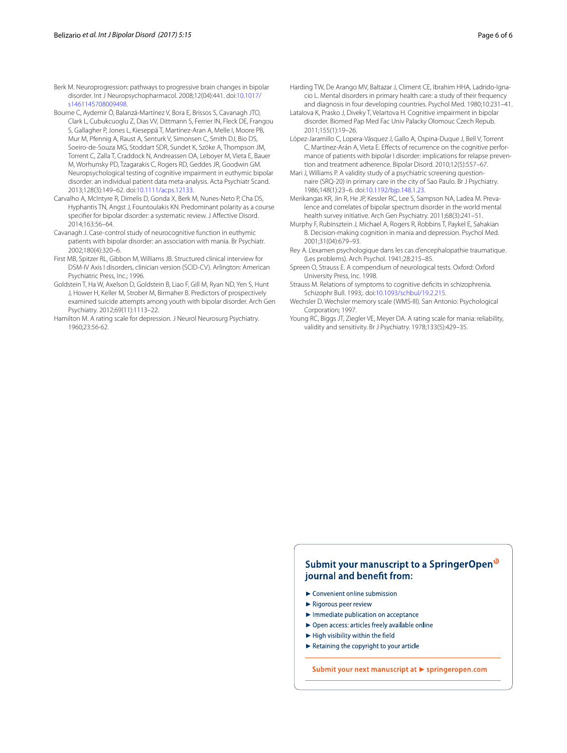Berk M. Neuroprogression: pathways to progressive brain changes in bipolar disorder. Int J Neuropsychopharmacol. 2008;12(04):441. doi:10.1017/s1461145708009498.

Bourne C, Aydemir Ö, Balanzá-Martínez V, Bora E, Brissos S, Cavanagh JTO, Clark L, Cubukcuoglu Z, Dias VV, Dittmann S, Ferrier IN, Fleck DE, Frangou S, Gallagher P, Jones L, Kieseppä T, Martínez-Aran A, Melle I, Moore PB, Mur M, Pfennig A, Raust A, Senturk V, Simonsen C, Smith DJ, Bio DS, Soeiro-de-Souza MG, Stoddart SDR, Sundet K, Szöke A, Thompson JM, Torrent C, Zalla T, Craddock N, Andreassen OA, Leboyer M, Vieta E, Bauer M, Worhunsky PD, Tzagarakis C, Rogers RD, Geddes JR, Goodwin GM. Neuropsychological testing of cognitive impairment in euthymic bipolar disorder: an individual patient data meta-analysis. Acta Psychiatr Scand. 2013;128(3):149–62. doi:10.1111/acps.12133.

Carvalho A, McIntyre R, Dimelis D, Gonda X, Berk M, Nunes-Neto P, Cha DS, Hyphantis TN, Angst J, Fountoulakis KN. Predominant polarity as a course specifier for bipolar disorder: a systematic review. J Affective Disord. 2014;163:56–64.

Cavanagh J. Case-control study of neurocognitive function in euthymic patients with bipolar disorder: an association with mania. Br Psychiatr. 2002;180(4):320–6.

First MB, Spitzer RL, Gibbon M, Williams JB. Structured clinical interview for DSM-IV Axis I disorders, clinician version (SCID-CV). Arlington: American Psychiatric Press, Inc.; 1996.

Goldstein T, Ha W, Axelson D, Goldstein B, Liao F, Gill M, Ryan ND, Yen S, Hunt J, Hower H, Keller M, Strober M, Birmaher B. Predictors of prospectively examined suicide attempts among youth with bipolar disorder. Arch Gen Psychiatry. 2012;69(11):1113–22.

Hamilton M. A rating scale for depression. J Neurol Neurosurg Psychiatry. 1960;23:56-62.

Harding TW, De Arango MV, Baltazar J, Climent CE, Ibrahim HHA, Ladrido-Ignacio L. Mental disorders in primary health care: a study of their frequency and diagnosis in four developing countries. Psychol Med. 1980;10:231–41.

Latalova K, Prasko J, Diveky T, Velartova H. Cognitive impairment in bipolar disorder. Biomed Pap Med Fac Univ Palacky Olomouc Czech Repub. 2011;155(1):19–26.

López-Jaramillo C, Lopera-Vásquez J, Gallo A, Ospina-Duque J, Bell V, Torrent C, Martínez-Arán A, Vieta E. Effects of recurrence on the cognitive performance of patients with bipolar I disorder: implications for relapse prevention and treatment adherence. Bipolar Disord. 2010;12(5):557–67.

Mari J, Williams P. A validity study of a psychiatric screening questionnaire (SRQ-20) in primary care in the city of Sao Paulo. Br J Psychiatry. 1986;148(1):23–6. doi:10.1192/bjp.148.1.23.

Merikangas KR, Jin R, He JP, Kessler RC, Lee S, Sampson NA, Ladea M. Prevalence and correlates of bipolar spectrum disorder in the world mental health survey initiative. Arch Gen Psychiatry. 2011;68(3):241–51.

Murphy F, Rubinsztein J, Michael A, Rogers R, Robbins T, Paykel E, Sahakian B. Decision-making cognition in mania and depression. Psychol Med. 2001;31(04):679–93.

Rey A. L'examen psychologique dans les cas d'encephalopathie traumatique. (Les problems). Arch Psychol. 1941;28:215–85.

Spreen O, Strauss E. A compendium of neurological tests. Oxford: Oxford University Press, Inc. 1998.

Strauss M. Relations of symptoms to cognitive deficits in schizophrenia. Schizophr Bull. 1993;. doi:10.1093/schbul/19.2.215.

Wechsler D. Wechsler memory scale (WMS-III). San Antonio: Psychological Corporation; 1997.

Young RC, Biggs JT, Ziegler VE, Meyer DA. A rating scale for mania: reliability, validity and sensitivity. Br J Psychiatry. 1978;133(5):429–35.

**Submit your manuscript to a SpringerOpen journal and benefit from:**

- ► Convenient online submission
- ► Rigorous peer review
- ► Immediate publication on acceptance
- ► Open access: articles freely available online
- ► High visibility within the field
- ► Retaining the copyright to your article

**Submit your next manuscript at ► springeropen.com**